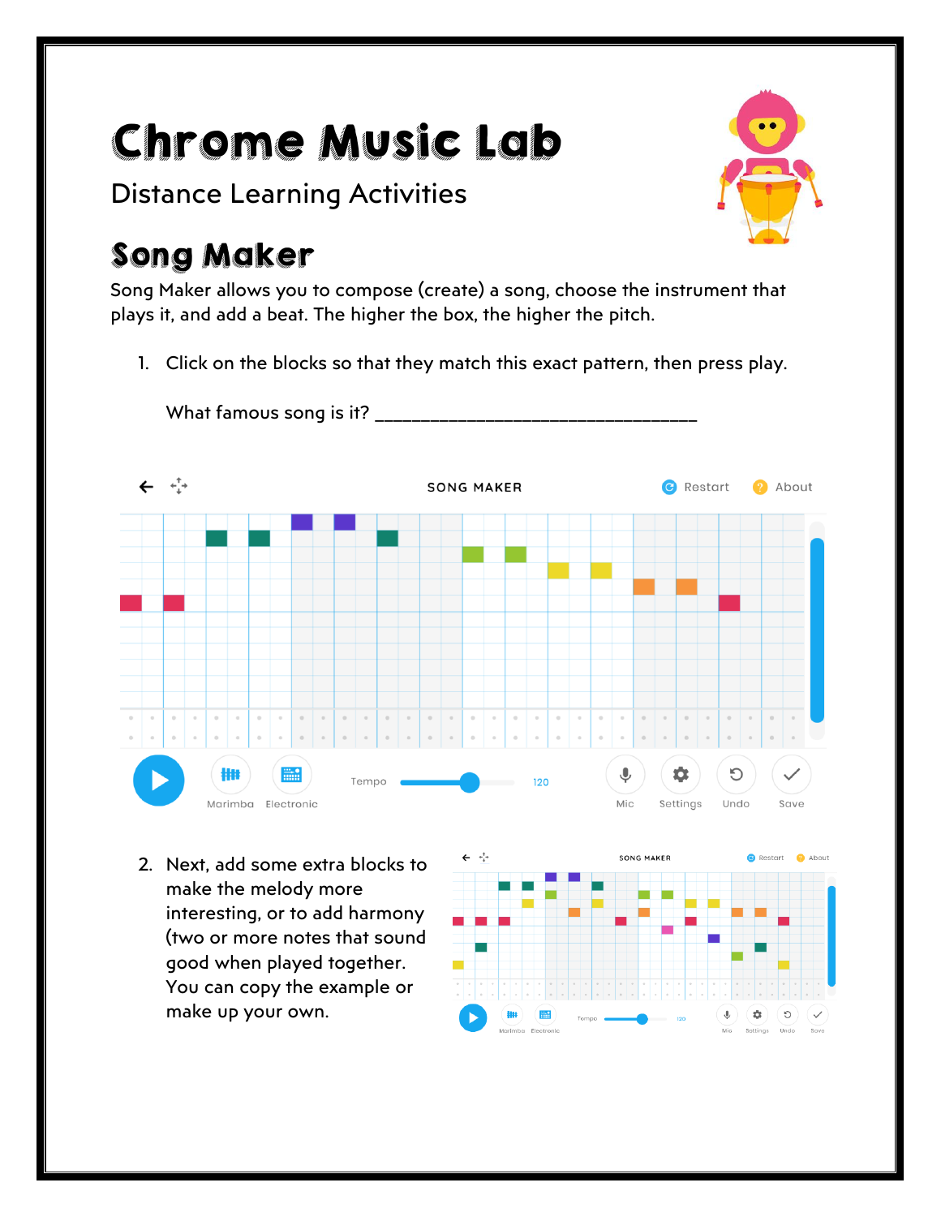# Chrome Music Lab

Distance Learning Activities

## Song Maker

Song Maker allows you to compose (create) a song, choose the instrument that plays it, and add a beat. The higher the box, the higher the pitch.

1. Click on the blocks so that they match this exact pattern, then press play.

   What famous song is it? ________________________________

2. Next, add some extra blocks to make the melody more interesting, or to add harmony (two or more notes that sound good when played together. You can copy the example or make up your own.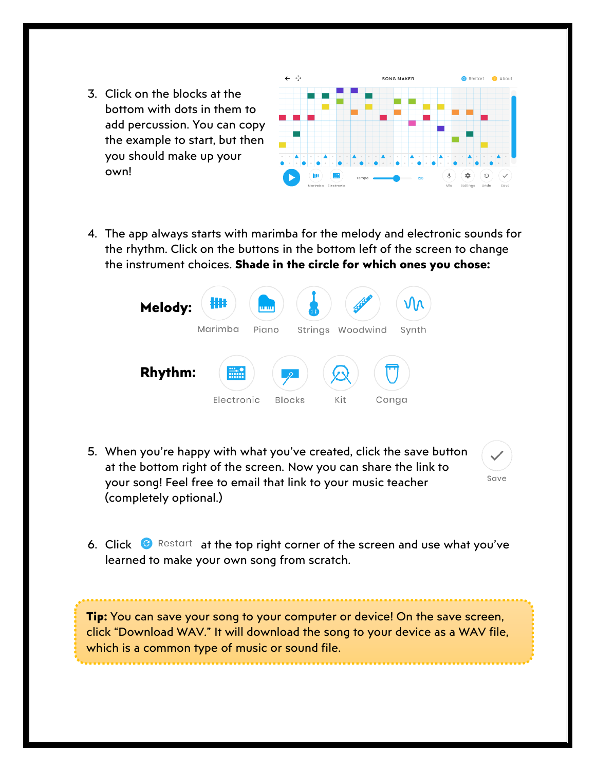3. Click on the blocks at the bottom with dots in them to add percussion. You can copy the example to start, but then you should make up your own!

4. The app always starts with marimba for the melody and electronic sounds for the rhythm. Click on the buttons in the bottom left of the screen to change the instrument choices. **Shade in the circle for which ones you chose:**

**Melody:** Marimba Piano Strings Woodwind Synth

**Rhythm:** Electronic Blocks Kit Conga

5. When you're happy with what you've created, click the save button at the bottom right of the screen. Now you can share the link to your song! Feel free to email that link to your music teacher (completely optional.)

   Save

6. Click Restart at the top right corner of the screen and use what you've learned to make your own song from scratch.

**Tip:** You can save your song to your computer or device! On the save screen, click "Download WAV." It will download the song to your device as a WAV file, which is a common type of music or sound file.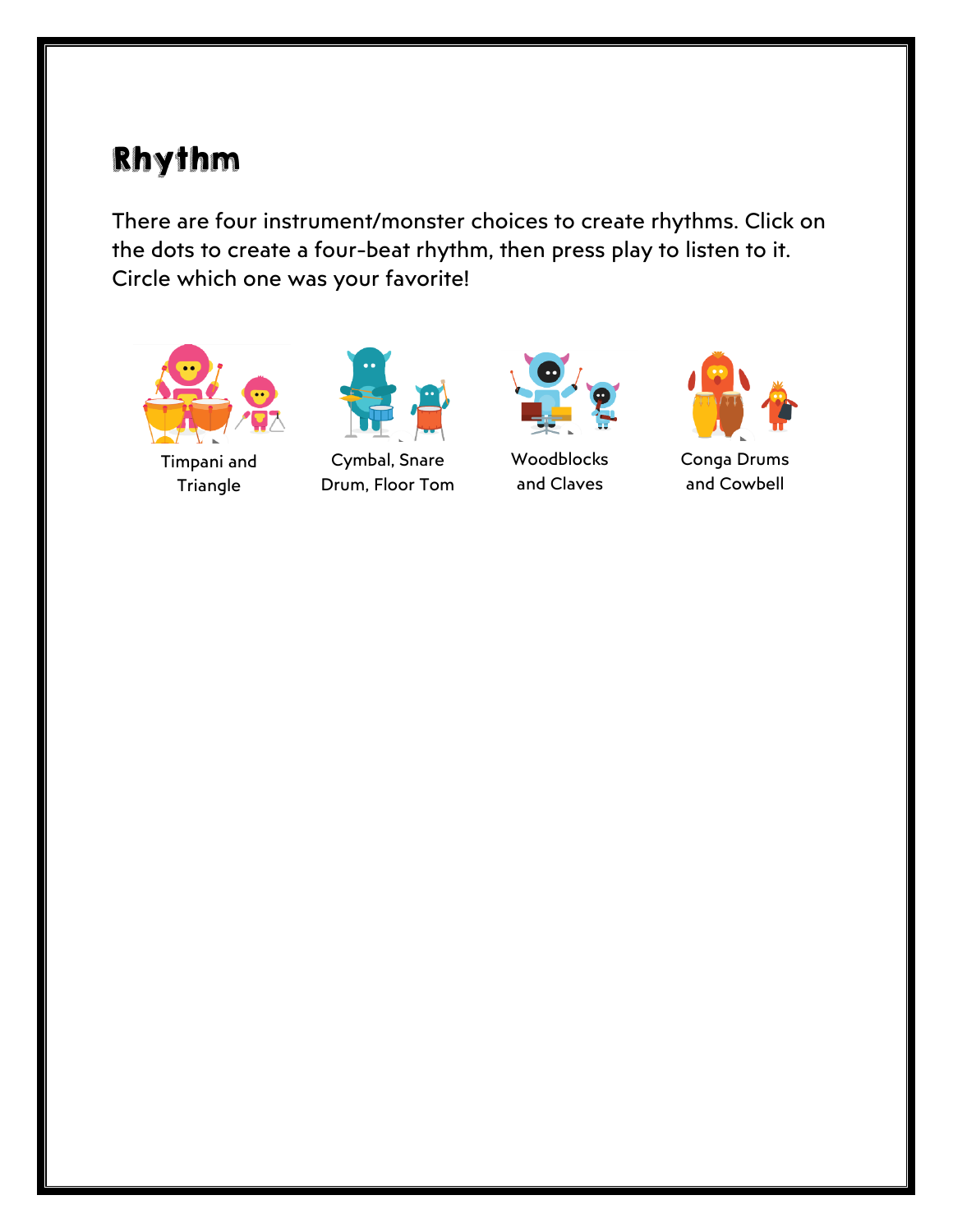# Rhythm

There are four instrument/monster choices to create rhythms. Click on the dots to create a four-beat rhythm, then press play to listen to it. Circle which one was your favorite!

Timpani and Triangle

Cymbal, Snare Drum, Floor Tom

Woodblocks and Claves

Conga Drums and Cowbell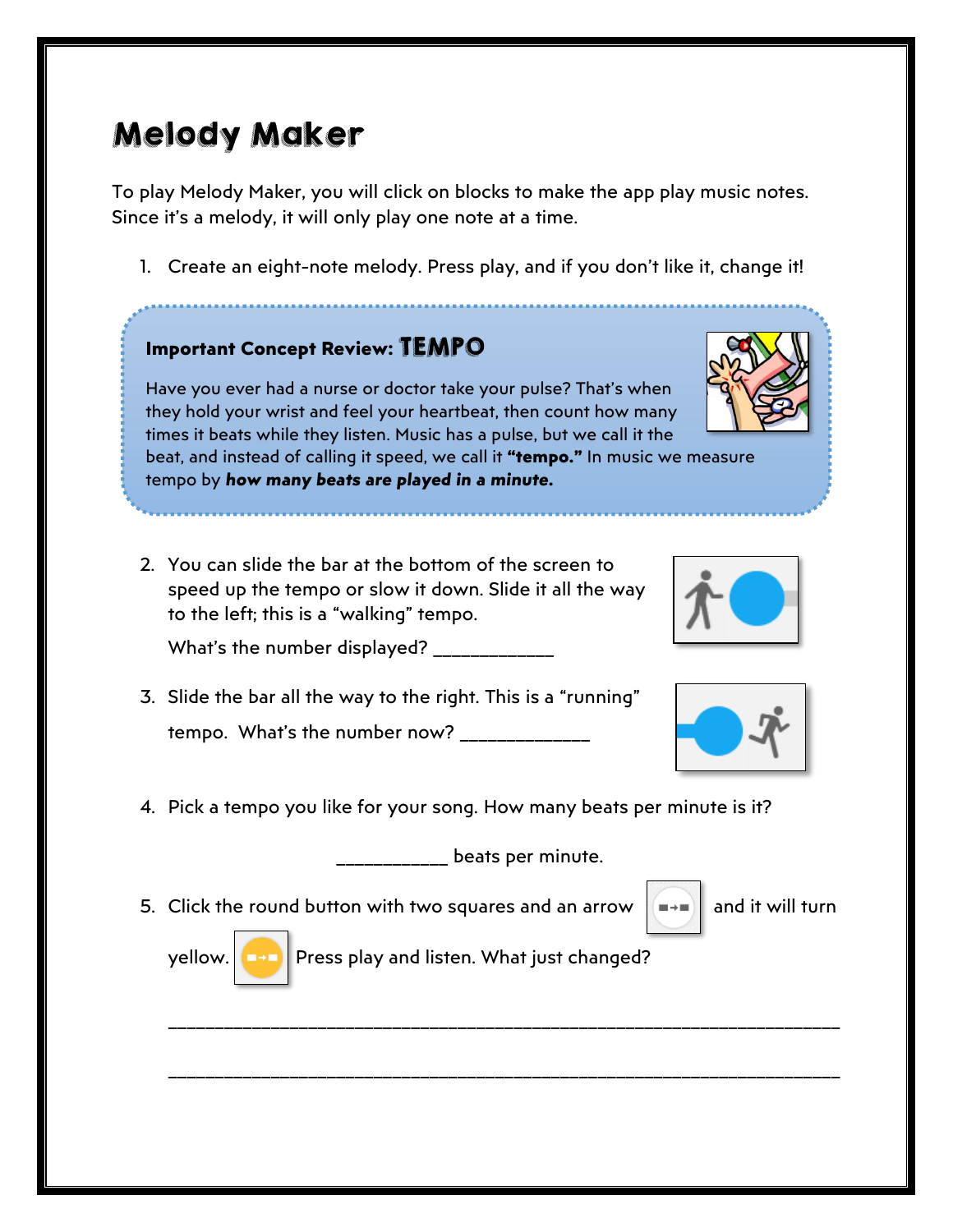# Melody Maker

To play Melody Maker, you will click on blocks to make the app play music notes. Since it's a melody, it will only play one note at a time.

1. Create an eight-note melody. Press play, and if you don't like it, change it!

**Important Concept Review: TEMPO**

Have you ever had a nurse or doctor take your pulse? That's when they hold your wrist and feel your heartbeat, then count how many times it beats while they listen. Music has a pulse, but we call it the beat, and instead of calling it speed, we call it **"tempo."** In music we measure tempo by ***how many beats are played in a minute.***

2. You can slide the bar at the bottom of the screen to speed up the tempo or slow it down. Slide it all the way to the left; this is a "walking" tempo.

   What's the number displayed? ____________

3. Slide the bar all the way to the right. This is a "running" tempo. What's the number now? _____________

4. Pick a tempo you like for your song. How many beats per minute is it?

   ___________ beats per minute.

5. Click the round button with two squares and an arrow and it will turn yellow. Press play and listen. What just changed?

   ____________________________________________________________________

   ____________________________________________________________________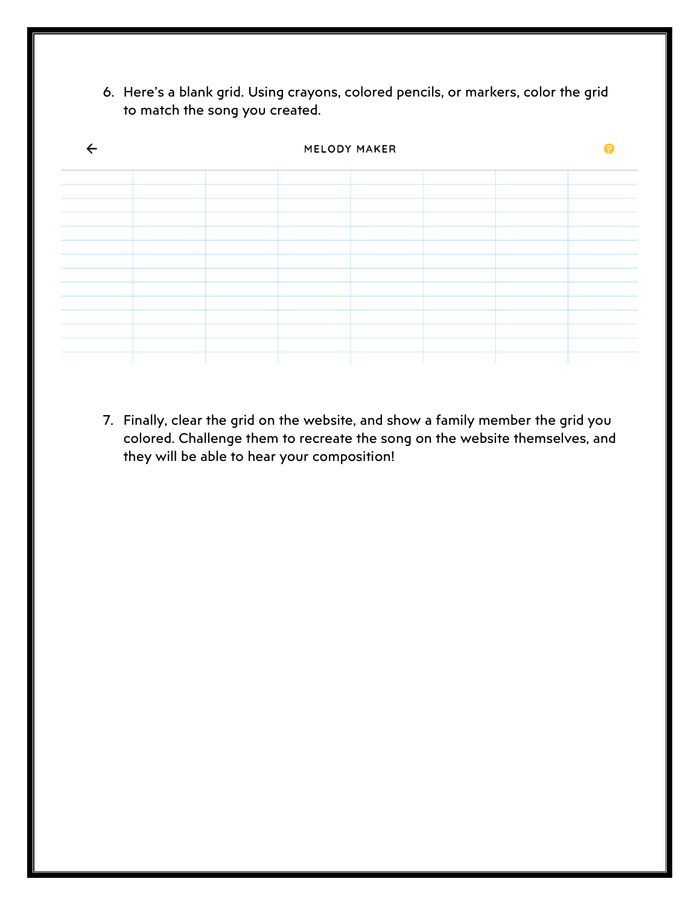6. Here's a blank grid. Using crayons, colored pencils, or markers, color the grid to match the song you created.

MELODY MAKER

7. Finally, clear the grid on the website, and show a family member the grid you colored. Challenge them to recreate the song on the website themselves, and they will be able to hear your composition!